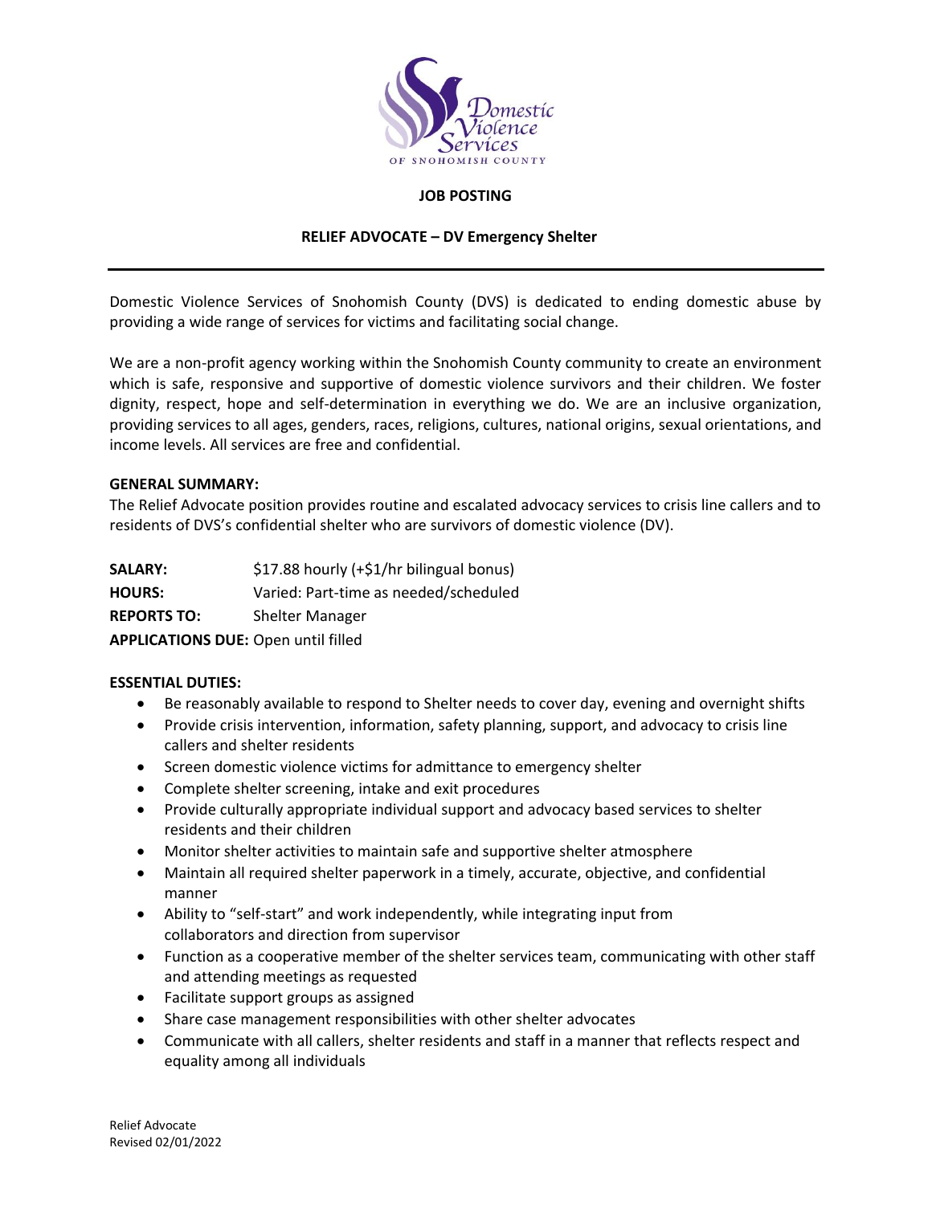Domestic Violence Services OF SNOHOMISH COUNTY

# JOB POSTING

## RELIEF ADVOCATE – DV Emergency Shelter

---

Domestic Violence Services of Snohomish County (DVS) is dedicated to ending domestic abuse by providing a wide range of services for victims and facilitating social change.

We are a non-profit agency working within the Snohomish County community to create an environment which is safe, responsive and supportive of domestic violence survivors and their children. We foster dignity, respect, hope and self-determination in everything we do. We are an inclusive organization, providing services to all ages, genders, races, religions, cultures, national origins, sexual orientations, and income levels. All services are free and confidential.

**GENERAL SUMMARY:**
The Relief Advocate position provides routine and escalated advocacy services to crisis line callers and to residents of DVS's confidential shelter who are survivors of domestic violence (DV).

**SALARY:** $17.88 hourly (+$1/hr bilingual bonus)
**HOURS:** Varied: Part-time as needed/scheduled
**REPORTS TO:** Shelter Manager
**APPLICATIONS DUE:** Open until filled

**ESSENTIAL DUTIES:**

- Be reasonably available to respond to Shelter needs to cover day, evening and overnight shifts
- Provide crisis intervention, information, safety planning, support, and advocacy to crisis line callers and shelter residents
- Screen domestic violence victims for admittance to emergency shelter
- Complete shelter screening, intake and exit procedures
- Provide culturally appropriate individual support and advocacy based services to shelter residents and their children
- Monitor shelter activities to maintain safe and supportive shelter atmosphere
- Maintain all required shelter paperwork in a timely, accurate, objective, and confidential manner
- Ability to "self-start" and work independently, while integrating input from collaborators and direction from supervisor
- Function as a cooperative member of the shelter services team, communicating with other staff and attending meetings as requested
- Facilitate support groups as assigned
- Share case management responsibilities with other shelter advocates
- Communicate with all callers, shelter residents and staff in a manner that reflects respect and equality among all individuals

Relief Advocate
Revised 02/01/2022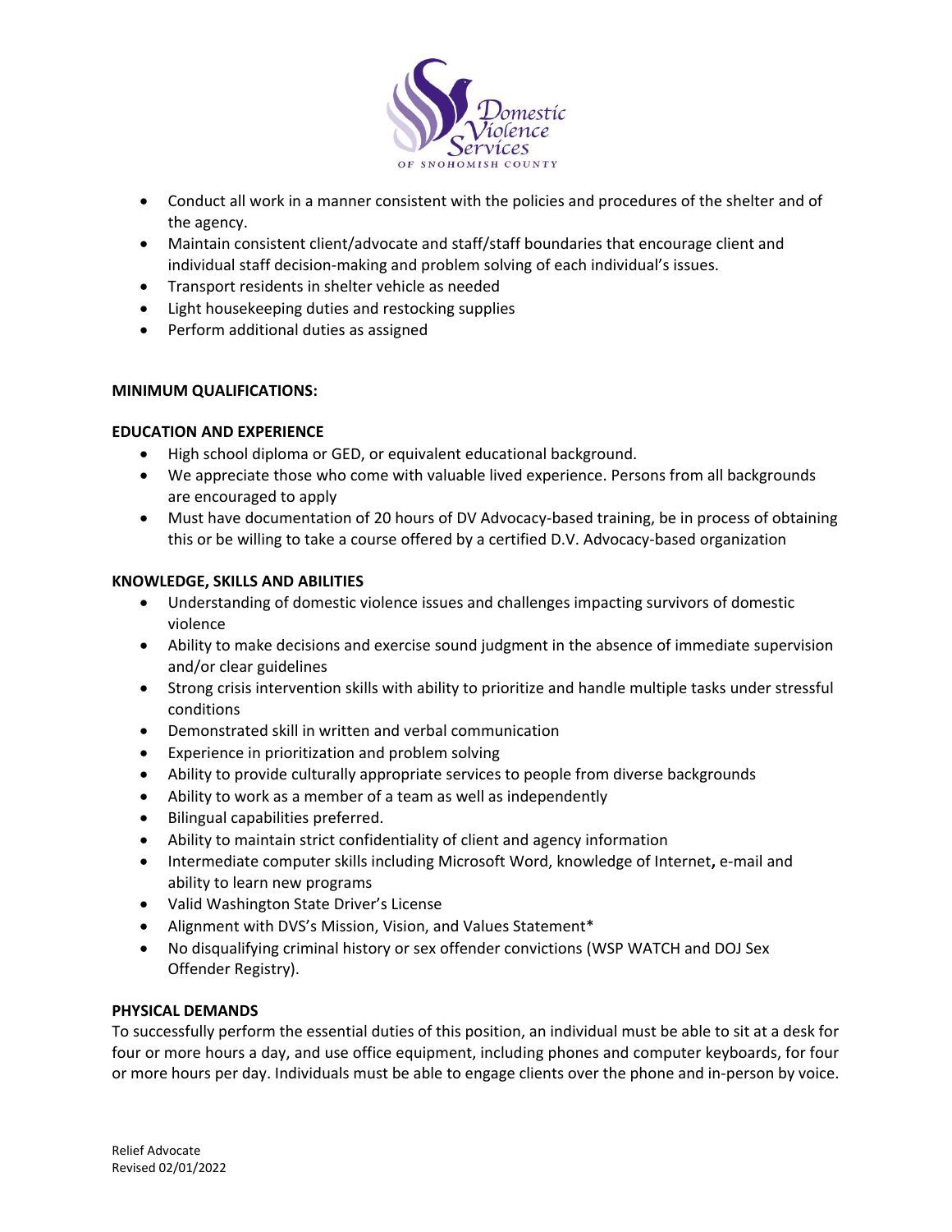- Conduct all work in a manner consistent with the policies and procedures of the shelter and of the agency.
- Maintain consistent client/advocate and staff/staff boundaries that encourage client and individual staff decision-making and problem solving of each individual's issues.
- Transport residents in shelter vehicle as needed
- Light housekeeping duties and restocking supplies
- Perform additional duties as assigned

**MINIMUM QUALIFICATIONS:**

**EDUCATION AND EXPERIENCE**

- High school diploma or GED, or equivalent educational background.
- We appreciate those who come with valuable lived experience. Persons from all backgrounds are encouraged to apply
- Must have documentation of 20 hours of DV Advocacy-based training, be in process of obtaining this or be willing to take a course offered by a certified D.V. Advocacy-based organization

**KNOWLEDGE, SKILLS AND ABILITIES**

- Understanding of domestic violence issues and challenges impacting survivors of domestic violence
- Ability to make decisions and exercise sound judgment in the absence of immediate supervision and/or clear guidelines
- Strong crisis intervention skills with ability to prioritize and handle multiple tasks under stressful conditions
- Demonstrated skill in written and verbal communication
- Experience in prioritization and problem solving
- Ability to provide culturally appropriate services to people from diverse backgrounds
- Ability to work as a member of a team as well as independently
- Bilingual capabilities preferred.
- Ability to maintain strict confidentiality of client and agency information
- Intermediate computer skills including Microsoft Word, knowledge of Internet**,** e-mail and ability to learn new programs
- Valid Washington State Driver's License
- Alignment with DVS's Mission, Vision, and Values Statement*
- No disqualifying criminal history or sex offender convictions (WSP WATCH and DOJ Sex Offender Registry).

**PHYSICAL DEMANDS**

To successfully perform the essential duties of this position, an individual must be able to sit at a desk for four or more hours a day, and use office equipment, including phones and computer keyboards, for four or more hours per day. Individuals must be able to engage clients over the phone and in-person by voice.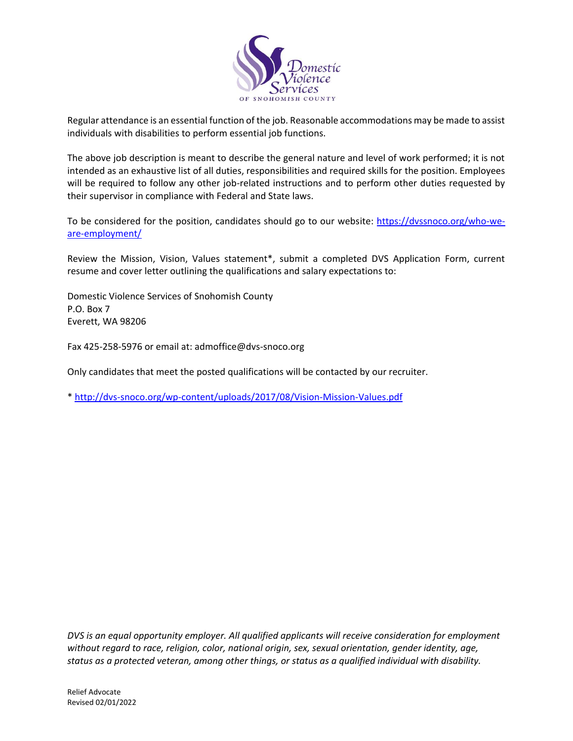Regular attendance is an essential function of the job. Reasonable accommodations may be made to assist individuals with disabilities to perform essential job functions.

The above job description is meant to describe the general nature and level of work performed; it is not intended as an exhaustive list of all duties, responsibilities and required skills for the position. Employees will be required to follow any other job-related instructions and to perform other duties requested by their supervisor in compliance with Federal and State laws.

To be considered for the position, candidates should go to our website: [https://dvssnoco.org/who-we-are-employment/](https://dvssnoco.org/who-we-are-employment/)

Review the Mission, Vision, Values statement*, submit a completed DVS Application Form, current resume and cover letter outlining the qualifications and salary expectations to:

Domestic Violence Services of Snohomish County
P.O. Box 7
Everett, WA 98206

Fax 425-258-5976 or email at: admoffice@dvs-snoco.org

Only candidates that meet the posted qualifications will be contacted by our recruiter.

* [http://dvs-snoco.org/wp-content/uploads/2017/08/Vision-Mission-Values.pdf](http://dvs-snoco.org/wp-content/uploads/2017/08/Vision-Mission-Values.pdf)

*DVS is an equal opportunity employer. All qualified applicants will receive consideration for employment without regard to race, religion, color, national origin, sex, sexual orientation, gender identity, age, status as a protected veteran, among other things, or status as a qualified individual with disability.*

Relief Advocate
Revised 02/01/2022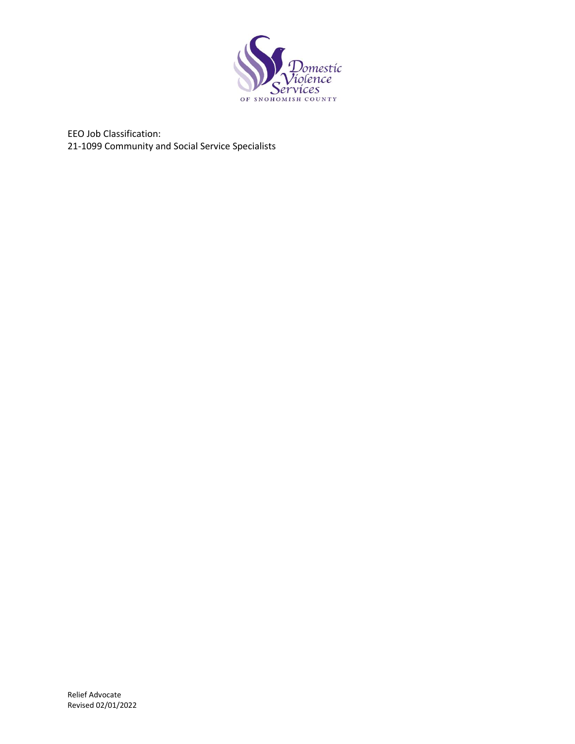EEO Job Classification:
21-1099 Community and Social Service Specialists